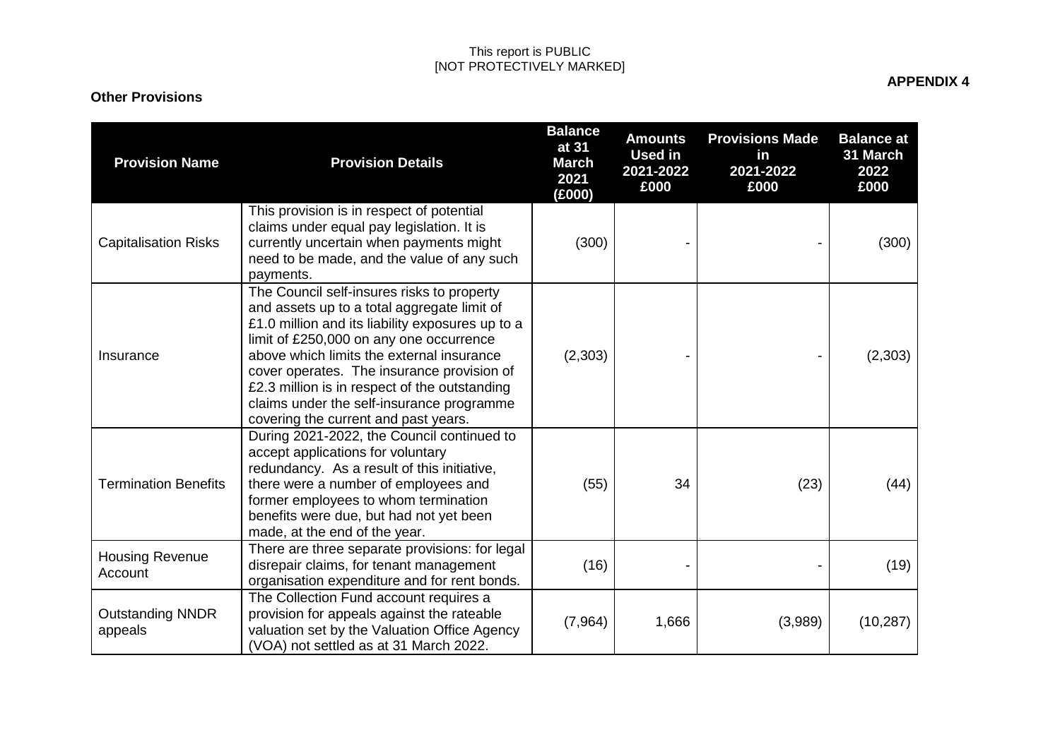This report is PUBLIC
[NOT PROTECTIVELY MARKED]

**APPENDIX 4**

**Other Provisions**

| Provision Name | Provision Details | Balance at 31 March 2021 (£000) | Amounts Used in 2021-2022 £000 | Provisions Made in 2021-2022 £000 | Balance at 31 March 2022 £000 |
|---|---|---|---|---|---|
| Capitalisation Risks | This provision is in respect of potential claims under equal pay legislation. It is currently uncertain when payments might need to be made, and the value of any such payments. | (300) | - | - | (300) |
| Insurance | The Council self-insures risks to property and assets up to a total aggregate limit of £1.0 million and its liability exposures up to a limit of £250,000 on any one occurrence above which limits the external insurance cover operates. The insurance provision of £2.3 million is in respect of the outstanding claims under the self-insurance programme covering the current and past years. | (2,303) | - | - | (2,303) |
| Termination Benefits | During 2021-2022, the Council continued to accept applications for voluntary redundancy. As a result of this initiative, there were a number of employees and former employees to whom termination benefits were due, but had not yet been made, at the end of the year. | (55) | 34 | (23) | (44) |
| Housing Revenue Account | There are three separate provisions: for legal disrepair claims, for tenant management organisation expenditure and for rent bonds. | (16) | - | - | (19) |
| Outstanding NNDR appeals | The Collection Fund account requires a provision for appeals against the rateable valuation set by the Valuation Office Agency (VOA) not settled as at 31 March 2022. | (7,964) | 1,666 | (3,989) | (10,287) |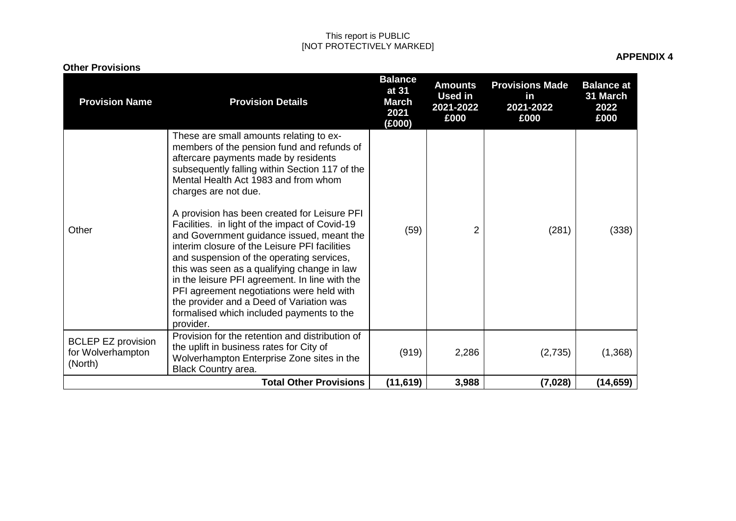This report is PUBLIC
[NOT PROTECTIVELY MARKED]

**APPENDIX 4**

**Other Provisions**

| Provision Name | Provision Details | Balance at 31 March 2021 (£000) | Amounts Used in 2021-2022 £000 | Provisions Made in 2021-2022 £000 | Balance at 31 March 2022 £000 |
|---|---|---|---|---|---|
| Other | These are small amounts relating to ex-members of the pension fund and refunds of aftercare payments made by residents subsequently falling within Section 117 of the Mental Health Act 1983 and from whom charges are not due.<br><br>A provision has been created for Leisure PFI Facilities. in light of the impact of Covid-19 and Government guidance issued, meant the interim closure of the Leisure PFI facilities and suspension of the operating services, this was seen as a qualifying change in law in the leisure PFI agreement. In line with the PFI agreement negotiations were held with the provider and a Deed of Variation was formalised which included payments to the provider. | (59) | 2 | (281) | (338) |
| BCLEP EZ provision for Wolverhampton (North) | Provision for the retention and distribution of the uplift in business rates for City of Wolverhampton Enterprise Zone sites in the Black Country area. | (919) | 2,286 | (2,735) | (1,368) |
| | **Total Other Provisions** | **(11,619)** | **3,988** | **(7,028)** | **(14,659)** |